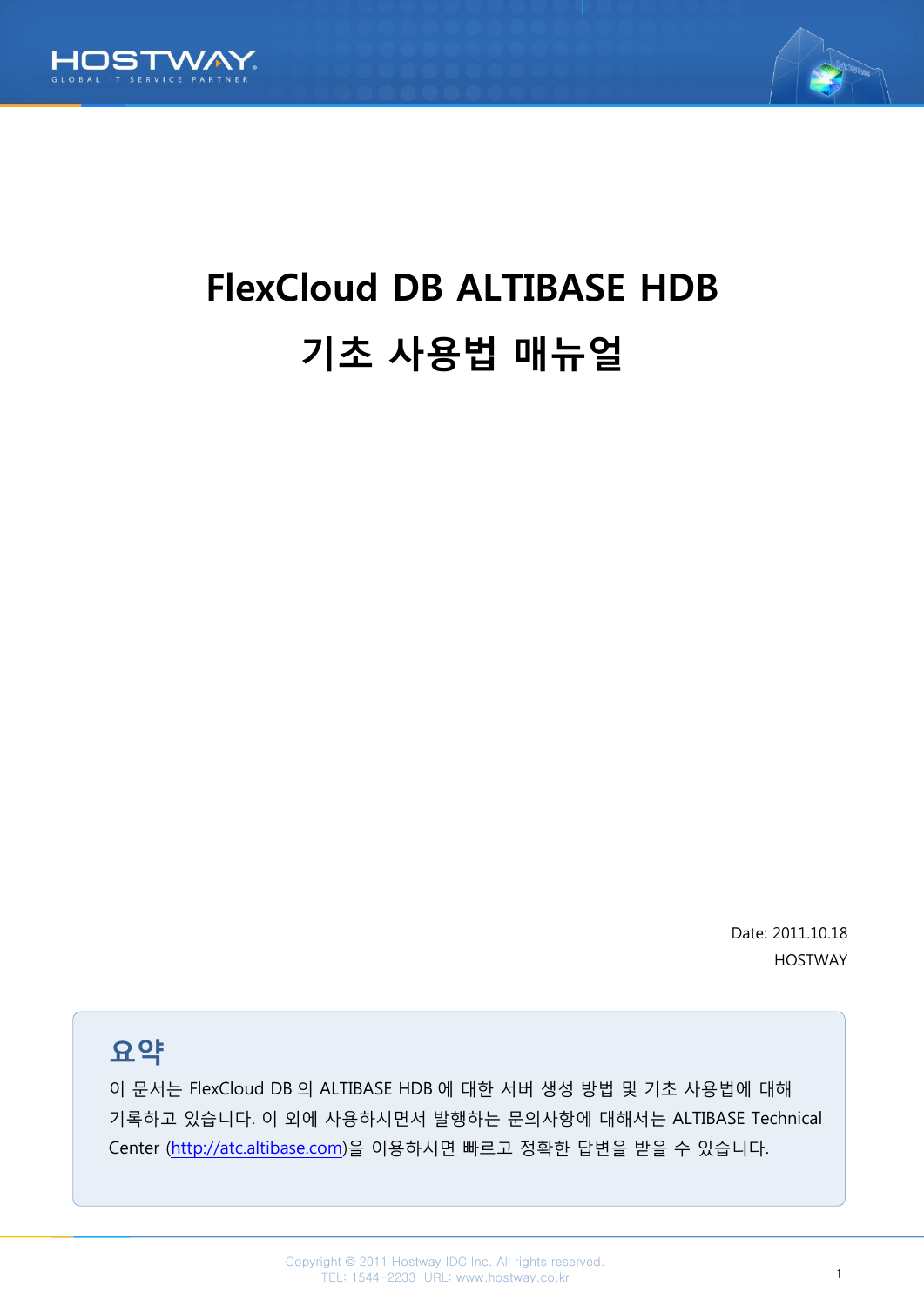# FlexCloud DB ALTIBASE HDB

# 기초 사용법 매뉴얼

Date: 2011.10.18

HOSTWAY

## 요약

이 문서는 FlexCloud DB 의 ALTIBASE HDB 에 대한 서버 생성 방법 및 기초 사용법에 대해 기록하고 있습니다. 이 외에 사용하시면서 발행하는 문의사항에 대해서는 ALTIBASE Technical Center (http://atc.altibase.com)을 이용하시면 빠르고 정확한 답변을 받을 수 있습니다.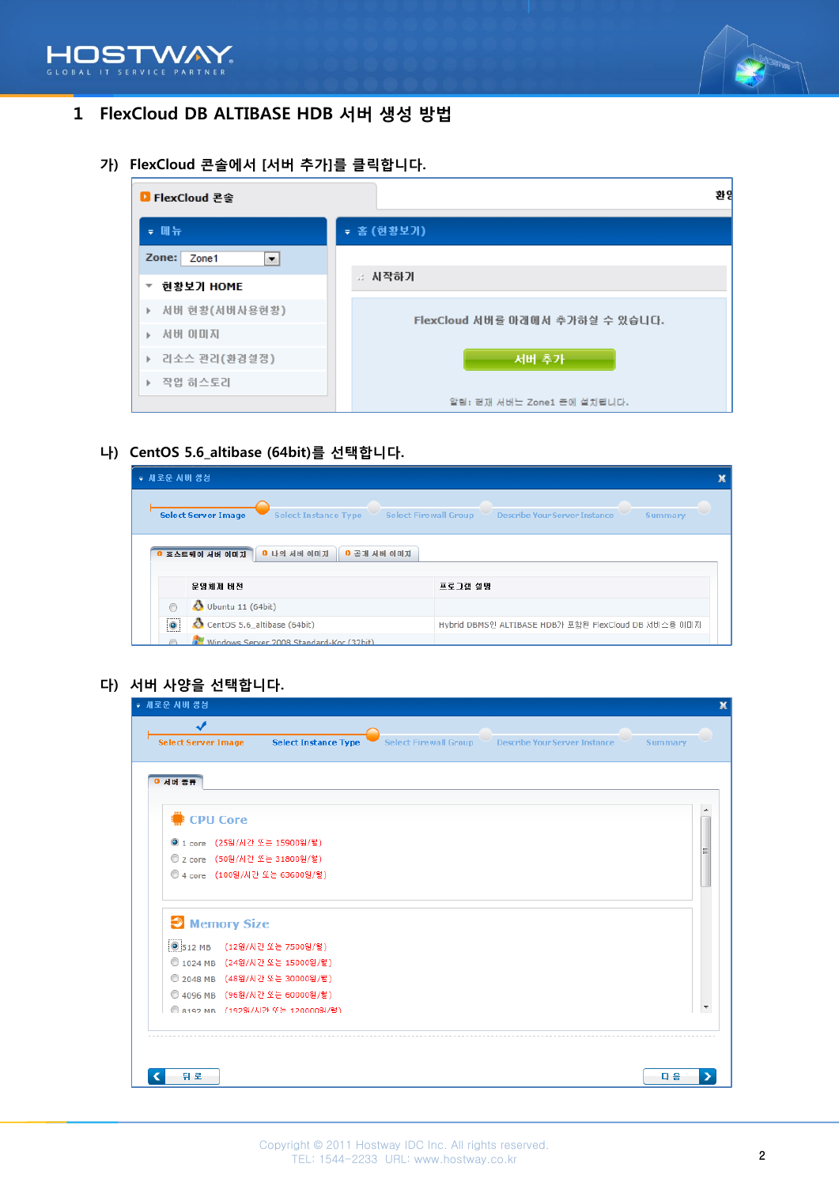# 1 FlexCloud DB ALTIBASE HDB 서버 생성 방법

## 가) FlexCloud 콘솔에서 [서버 추가]를 클릭합니다.

FlexCloud 콘솔

메뉴

Zone: Zone1

현황보기 HOME

서버 현황(서버사용현황)

서버 이미지

리소스 관리(환경설정)

작업 히스토리

홈 (현황보기)

시작하기

FlexCloud 서버를 아래에서 추가하실 수 있습니다.

서버 추가

알림: 현재 서버는 Zone1 존에 설치됩니다.

## 나) CentOS 5.6_altibase (64bit)를 선택합니다.

새로운 서버 생성

Select Server Image · Select Instance Type · Select Firewall Group · Describe Your Server Instance · Summary

호스트웨이 서버 이미지 | 나의 서버 이미지 | 공개 서버 이미지

| 운영체제 버전 | 프로그램 설명 |
|---|---|
| Ubuntu 11 (64bit) | |
| CentOS 5.6_altibase (64bit) | Hybrid DBMS인 ALTIBASE HDB가 포함된 FlexCloud DB 서비스용 이미지 |
| Windows Server 2008 Standard-Kor (32bit) | |

## 다) 서버 사양을 선택합니다.

새로운 서버 생성

Select Server Image · Select Instance Type · Select Firewall Group · Describe Your Server Instance · Summary

서버 종류

**CPU Core**

- 1 core (25원/시간 또는 15900원/월)
- 2 core (50원/시간 또는 31800원/월)
- 4 core (100원/시간 또는 63600원/월)

**Memory Size**

- 512 MB (12원/시간 또는 7500원/월)
- 1024 MB (24원/시간 또는 15000원/월)
- 2048 MB (48원/시간 또는 30000원/월)
- 4096 MB (96원/시간 또는 60000원/월)
- 8192 MB (192원/시간 또는 120000원/월)

뒤로 | 다음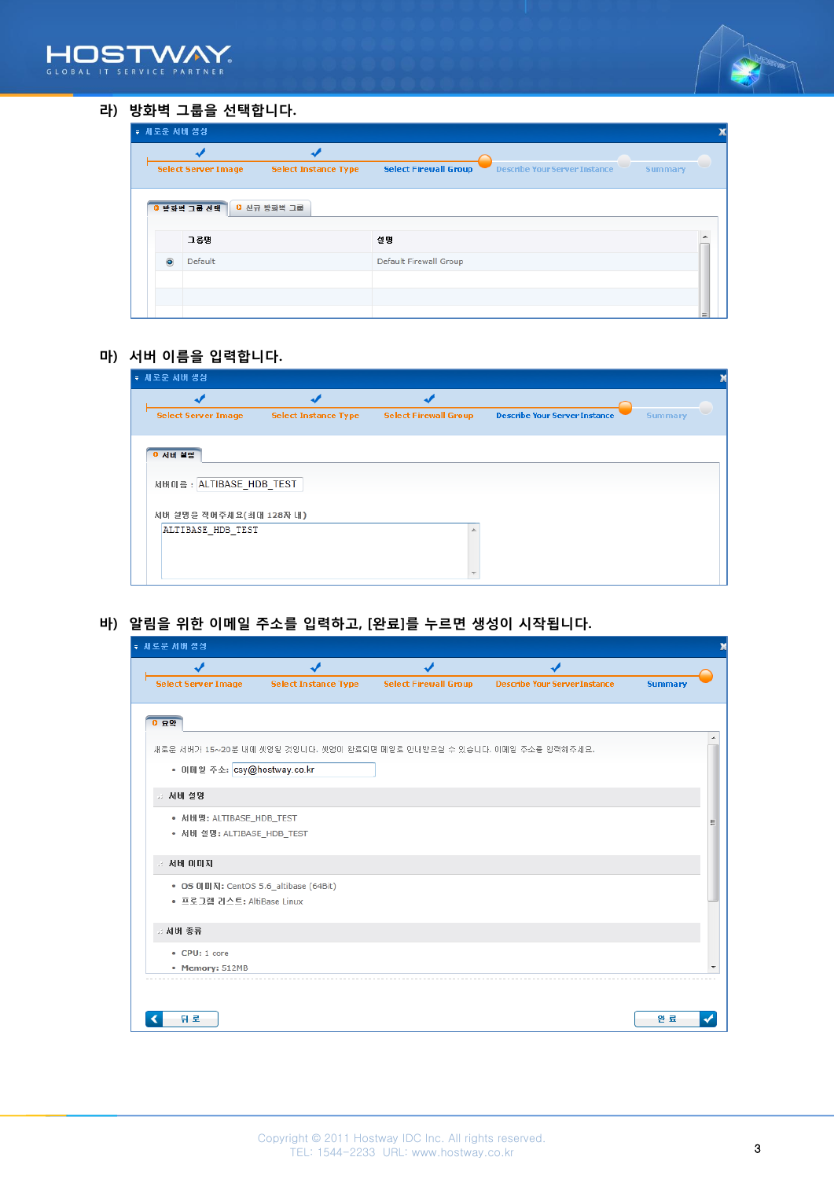라) 방화벽 그룹을 선택합니다.

새로운 서버 생성

Select Server Image | Select Instance Type | Select Firewall Group | Describe Your Server Instance | Summary

방화벽 그룹 선택 | 신규 방화벽 그룹

| | 그룹명 | 설명 |
|---|---|---|
| ◉ | Default | Default Firewall Group |

마) 서버 이름을 입력합니다.

새로운 서버 생성

Select Server Image | Select Instance Type | Select Firewall Group | Describe Your Server Instance | Summary

서버 설명

서버이름 : ALTIBASE_HDB_TEST

서버 설명을 적어주세요(최대 128자 내)

ALTIBASE_HDB_TEST

바) 알림을 위한 이메일 주소를 입력하고, [완료]를 누르면 생성이 시작됩니다.

새로운 서버 생성

Select Server Image | Select Instance Type | Select Firewall Group | Describe Your Server Instance | Summary

요약

새로운 서버가 15~20분 내에 셋업될 것입니다. 셋업이 완료되면 메일로 안내받으실 수 있습니다. 이메일 주소를 입력해주세요.

- 이메일 주소: csy@hostway.co.kr

서버 설명

- 서버명: ALTIBASE_HDB_TEST
- 서버 설명: ALTIBASE_HDB_TEST

서버 이미지

- OS 이미지: CentOS 5.6_altibase (64Bit)
- 프로그램 리스트: AltiBase Linux

서버 종류

- CPU: 1 core
- Memory: 512MB

뒤로 | 완료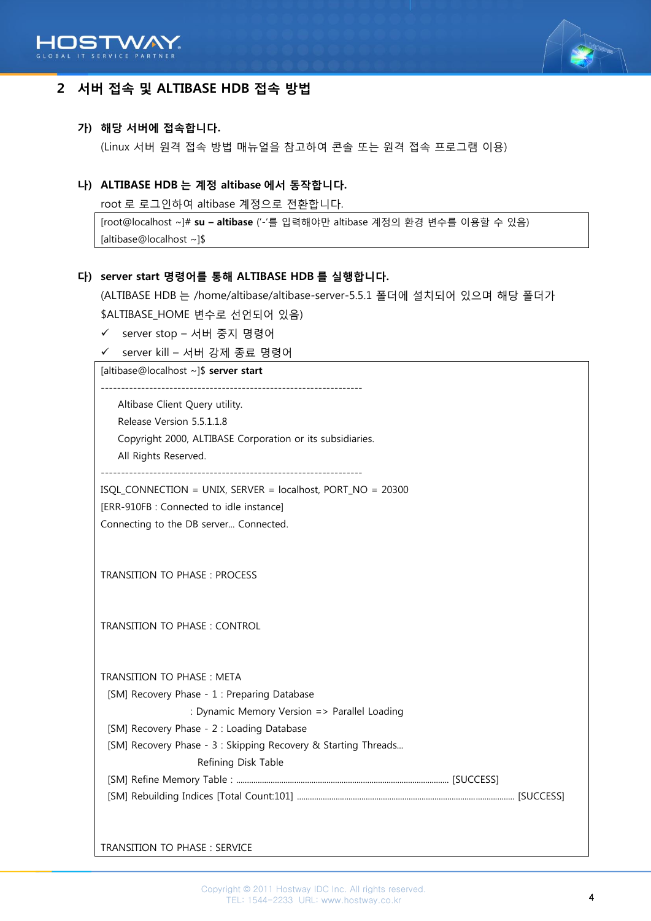## 2 서버 접속 및 ALTIBASE HDB 접속 방법

### 가) 해당 서버에 접속합니다.

(Linux 서버 원격 접속 방법 매뉴얼을 참고하여 콘솔 또는 원격 접속 프로그램 이용)

### 나) ALTIBASE HDB 는 계정 altibase 에서 동작합니다.

root 로 로그인하여 altibase 계정으로 전환합니다.

```
[root@localhost ~]# su – altibase ('-'를 입력해야만 altibase 계정의 환경 변수를 이용할 수 있음)
[altibase@localhost ~]$
```

### 다) server start 명령어를 통해 ALTIBASE HDB 를 실행합니다.

(ALTIBASE HDB 는 /home/altibase/altibase-server-5.5.1 폴더에 설치되어 있으며 해당 폴더가 $ALTIBASE_HOME 변수로 선언되어 있음)

- ✓ server stop – 서버 중지 명령어
- ✓ server kill – 서버 강제 종료 명령어

```
[altibase@localhost ~]$ server start
-----------------------------------------------------------------
     Altibase Client Query utility.
     Release Version 5.5.1.1.8
     Copyright 2000, ALTIBASE Corporation or its subsidiaries.
     All Rights Reserved.
-----------------------------------------------------------------
ISQL_CONNECTION = UNIX, SERVER = localhost, PORT_NO = 20300
[ERR-910FB : Connected to idle instance]
Connecting to the DB server... Connected.


TRANSITION TO PHASE : PROCESS


TRANSITION TO PHASE : CONTROL


TRANSITION TO PHASE : META
  [SM] Recovery Phase - 1 : Preparing Database
                           : Dynamic Memory Version => Parallel Loading
  [SM] Recovery Phase - 2 : Loading Database
  [SM] Recovery Phase - 3 : Skipping Recovery & Starting Threads...
                            Refining Disk Table
  [SM] Refine Memory Table : ........................................................................................ [SUCCESS]
  [SM] Rebuilding Indices [Total Count:101] ........................................................................................ [SUCCESS]


TRANSITION TO PHASE : SERVICE
```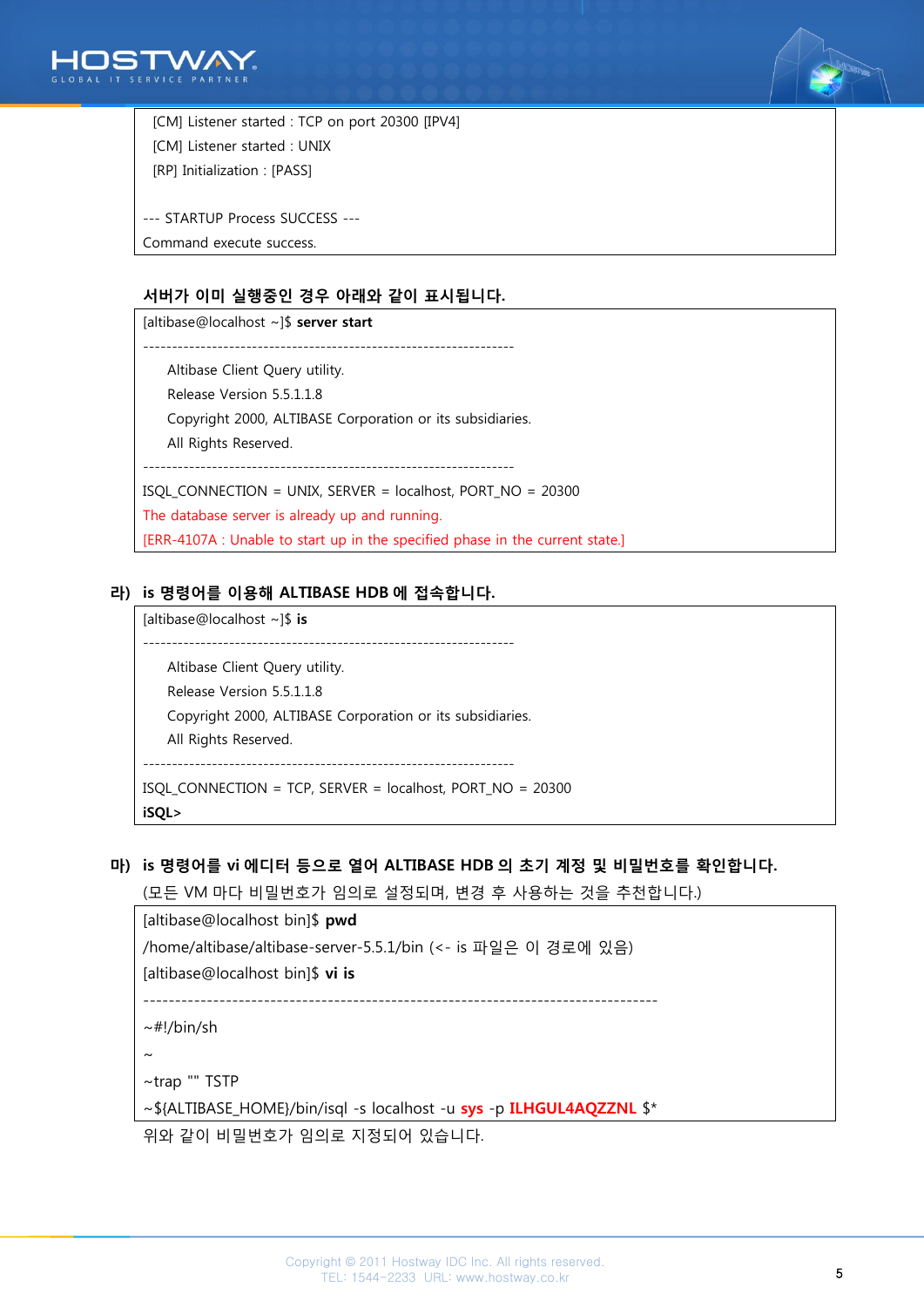```
  [CM] Listener started : TCP on port 20300 [IPV4]
  [CM] Listener started : UNIX
  [RP] Initialization : [PASS]

--- STARTUP Process SUCCESS ---
Command execute success.
```

**서버가 이미 실행중인 경우 아래와 같이 표시됩니다.**

```
[altibase@localhost ~]$ server start
-----------------------------------------------------------------
     Altibase Client Query utility.
     Release Version 5.5.1.1.8
     Copyright 2000, ALTIBASE Corporation or its subsidiaries.
     All Rights Reserved.
-----------------------------------------------------------------
ISQL_CONNECTION = UNIX, SERVER = localhost, PORT_NO = 20300
The database server is already up and running.
[ERR-4107A : Unable to start up in the specified phase in the current state.]
```

**라) is 명령어를 이용해 ALTIBASE HDB 에 접속합니다.**

```
[altibase@localhost ~]$ is
-----------------------------------------------------------------
     Altibase Client Query utility.
     Release Version 5.5.1.1.8
     Copyright 2000, ALTIBASE Corporation or its subsidiaries.
     All Rights Reserved.
-----------------------------------------------------------------
ISQL_CONNECTION = TCP, SERVER = localhost, PORT_NO = 20300
iSQL>
```

**마) is 명령어를 vi 에디터 등으로 열어 ALTIBASE HDB 의 초기 계정 및 비밀번호를 확인합니다.**

(모든 VM 마다 비밀번호가 임의로 설정되며, 변경 후 사용하는 것을 추천합니다.)

```
[altibase@localhost bin]$ pwd
/home/altibase/altibase-server-5.5.1/bin (<- is 파일은 이 경로에 있음)
[altibase@localhost bin]$ vi is
---------------------------------------------------------------------------------
~#!/bin/sh
~
~trap "" TSTP
~${ALTIBASE_HOME}/bin/isql -s localhost -u sys -p ILHGUL4AQZZNL $*
```

위와 같이 비밀번호가 임의로 지정되어 있습니다.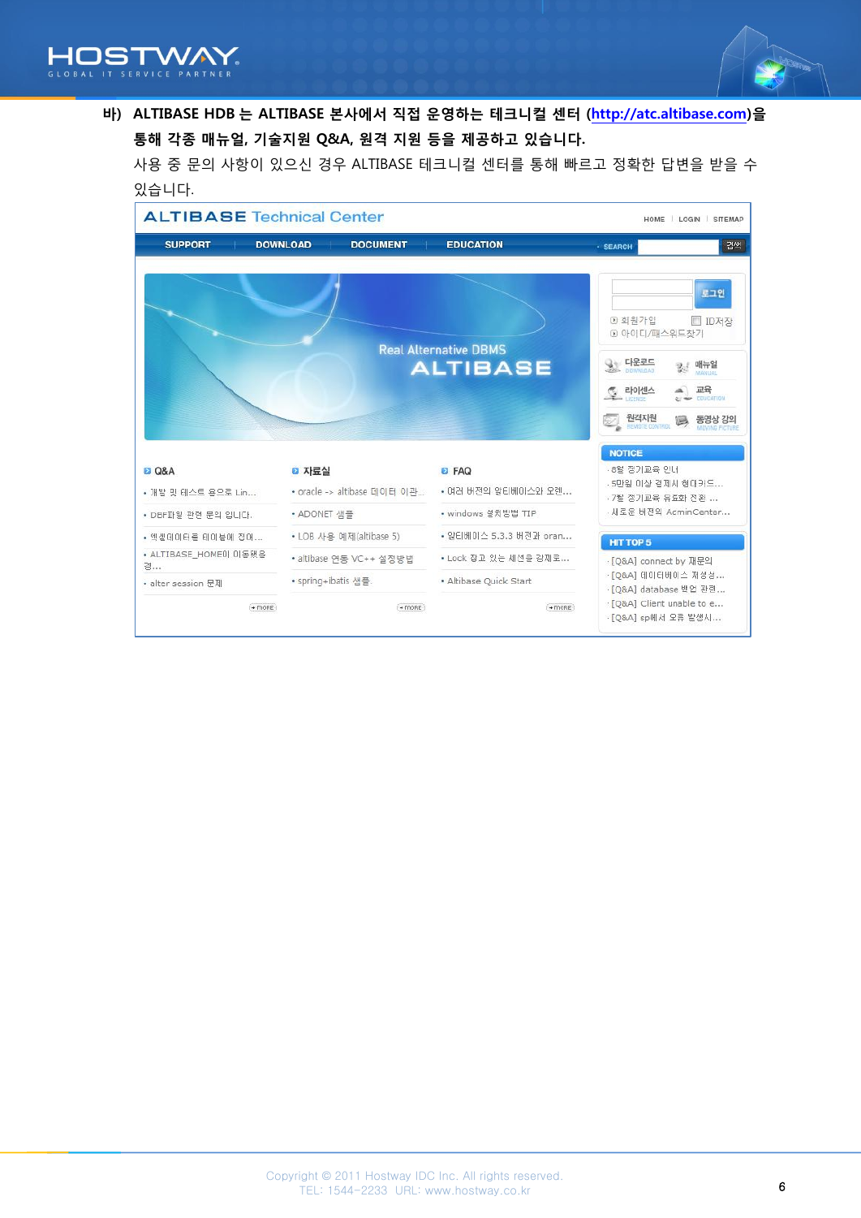**바) ALTIBASE HDB 는 ALTIBASE 본사에서 직접 운영하는 테크니컬 센터 (http://atc.altibase.com)을 통해 각종 매뉴얼, 기술지원 Q&A, 원격 지원 등을 제공하고 있습니다.**

사용 중 문의 사항이 있으신 경우 ALTIBASE 테크니컬 센터를 통해 빠르고 정확한 답변을 받을 수 있습니다.

ALTIBASE Technical Center

HOME | LOGIN | SITEMAP

SUPPORT | DOWNLOAD | DOCUMENT | EDUCATION | SEARCH | 검색

Real Alternative DBMS
ALTIBASE

로그인
회원가입 | ID저장
아이디/패스워드찾기

다운로드 DOWNLOAD | 매뉴얼 MANUAL
라이센스 LICENSE | 교육 EDUCATION
원격지원 REMOTE CONTROL | 동영상 강의 MOVING PICTURE

**Q&A**
- 개발 및 테스트 용으로 Lin...
- DBF파일 관련 문의 입니다.
- 엑셀데이터를 테이블에 집어...
- ALTIBASE_HOME이 이동했을 경...
- alter session 문제

**자료실**
- oracle -> altibase 데이터 이관...
- ADONET 샘플
- LOB 사용 예제(altibase 5)
- altibase 연동 VC++ 설정방법
- spring+ibatis 샘플

**FAQ**
- 여러 버전의 알티베이스와 오렌...
- windows 설치방법 TIP
- 알티베이스 5.3.3 버전과 oran...
- Lock 잡고 있는 세션을 강제로...
- Altibase Quick Start

**NOTICE**
- 8월 정기교육 안내
- 5만원 이상 결제시 현대카드...
- 7월 정기교육 유료화 전환 ...
- 새로운 버전의 AdminCenter...

**HIT TOP 5**
- [Q&A] connect by 재문의
- [Q&A] 데이터베이스 재생성...
- [Q&A] database 백업 관련...
- [Q&A] Client unable to e...
- [Q&A] sp에서 오류 발생시...